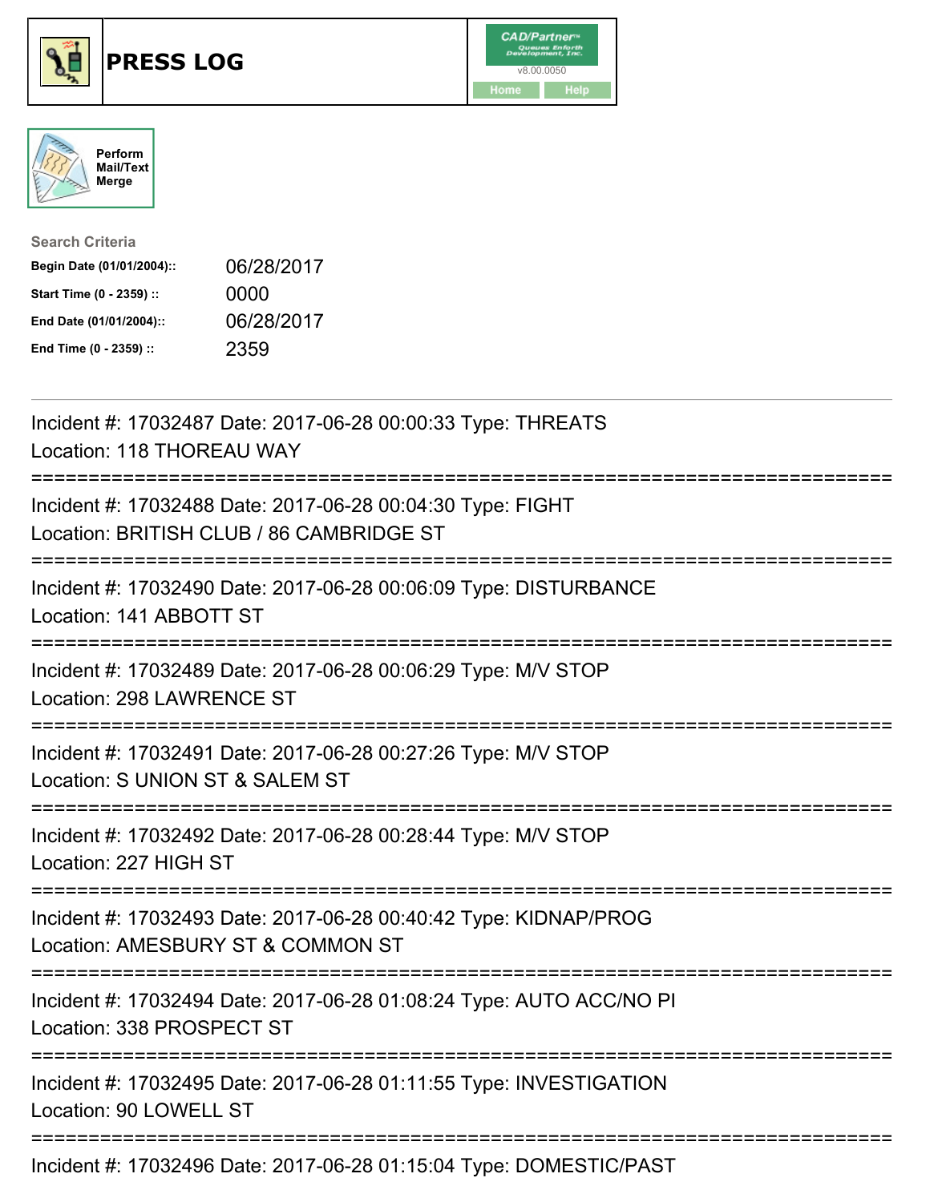# PRESS LOG

CAD/Partner™ v8.00.0050

Home | Help

Perform Mail/Text Merge

**Search Criteria**

| | |
|---|---|
| **Begin Date (01/01/2004)::** | 06/28/2017 |
| **Start Time (0 - 2359) ::** | 0000 |
| **End Date (01/01/2004)::** | 06/28/2017 |
| **End Time (0 - 2359) ::** | 2359 |

Incident #: 17032487 Date: 2017-06-28 00:00:33 Type: THREATS
Location: 118 THOREAU WAY

===========================================================================

Incident #: 17032488 Date: 2017-06-28 00:04:30 Type: FIGHT
Location: BRITISH CLUB / 86 CAMBRIDGE ST

===========================================================================

Incident #: 17032490 Date: 2017-06-28 00:06:09 Type: DISTURBANCE
Location: 141 ABBOTT ST

===========================================================================

Incident #: 17032489 Date: 2017-06-28 00:06:29 Type: M/V STOP
Location: 298 LAWRENCE ST

===========================================================================

Incident #: 17032491 Date: 2017-06-28 00:27:26 Type: M/V STOP
Location: S UNION ST & SALEM ST

===========================================================================

Incident #: 17032492 Date: 2017-06-28 00:28:44 Type: M/V STOP
Location: 227 HIGH ST

===========================================================================

Incident #: 17032493 Date: 2017-06-28 00:40:42 Type: KIDNAP/PROG
Location: AMESBURY ST & COMMON ST

===========================================================================

Incident #: 17032494 Date: 2017-06-28 01:08:24 Type: AUTO ACC/NO PI
Location: 338 PROSPECT ST

===========================================================================

Incident #: 17032495 Date: 2017-06-28 01:11:55 Type: INVESTIGATION
Location: 90 LOWELL ST

===========================================================================

Incident #: 17032496 Date: 2017-06-28 01:15:04 Type: DOMESTIC/PAST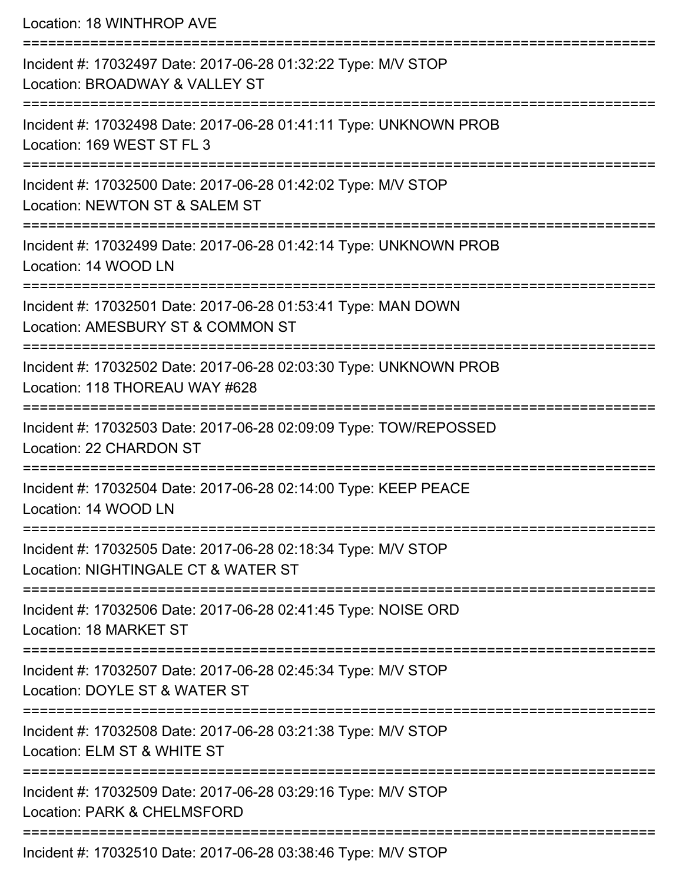Location: 18 WINTHROP AVE

===========================================================================

Incident #: 17032497 Date: 2017-06-28 01:32:22 Type: M/V STOP
Location: BROADWAY & VALLEY ST

===========================================================================

Incident #: 17032498 Date: 2017-06-28 01:41:11 Type: UNKNOWN PROB
Location: 169 WEST ST FL 3

===========================================================================

Incident #: 17032500 Date: 2017-06-28 01:42:02 Type: M/V STOP
Location: NEWTON ST & SALEM ST

===========================================================================

Incident #: 17032499 Date: 2017-06-28 01:42:14 Type: UNKNOWN PROB
Location: 14 WOOD LN

===========================================================================

Incident #: 17032501 Date: 2017-06-28 01:53:41 Type: MAN DOWN
Location: AMESBURY ST & COMMON ST

===========================================================================

Incident #: 17032502 Date: 2017-06-28 02:03:30 Type: UNKNOWN PROB
Location: 118 THOREAU WAY #628

===========================================================================

Incident #: 17032503 Date: 2017-06-28 02:09:09 Type: TOW/REPOSSED
Location: 22 CHARDON ST

===========================================================================

Incident #: 17032504 Date: 2017-06-28 02:14:00 Type: KEEP PEACE
Location: 14 WOOD LN

===========================================================================

Incident #: 17032505 Date: 2017-06-28 02:18:34 Type: M/V STOP
Location: NIGHTINGALE CT & WATER ST

===========================================================================

Incident #: 17032506 Date: 2017-06-28 02:41:45 Type: NOISE ORD
Location: 18 MARKET ST

===========================================================================

Incident #: 17032507 Date: 2017-06-28 02:45:34 Type: M/V STOP
Location: DOYLE ST & WATER ST

===========================================================================

Incident #: 17032508 Date: 2017-06-28 03:21:38 Type: M/V STOP
Location: ELM ST & WHITE ST

===========================================================================

Incident #: 17032509 Date: 2017-06-28 03:29:16 Type: M/V STOP
Location: PARK & CHELMSFORD

===========================================================================

Incident #: 17032510 Date: 2017-06-28 03:38:46 Type: M/V STOP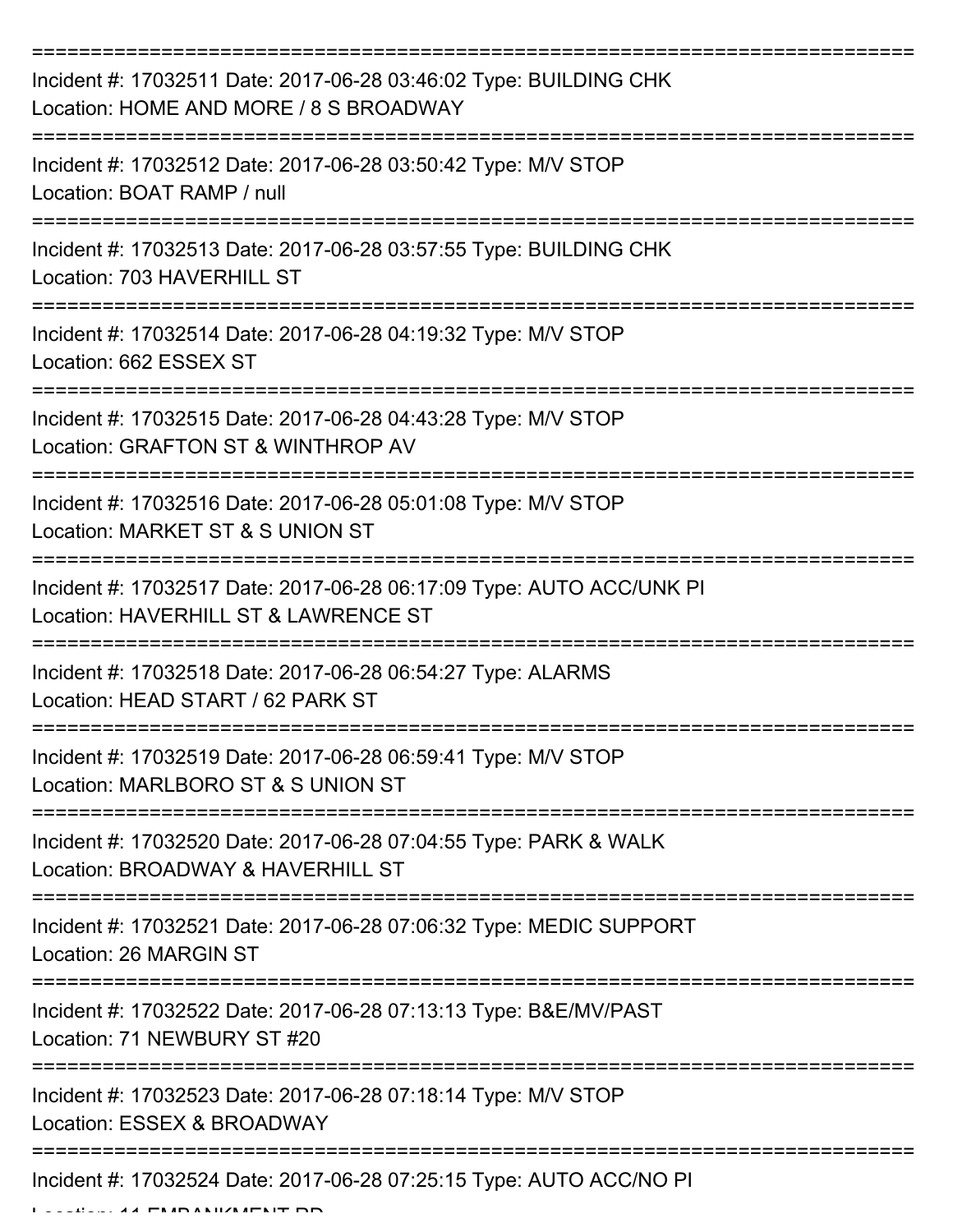===========================================================================

Incident #: 17032511 Date: 2017-06-28 03:46:02 Type: BUILDING CHK
Location: HOME AND MORE / 8 S BROADWAY

===========================================================================

Incident #: 17032512 Date: 2017-06-28 03:50:42 Type: M/V STOP
Location: BOAT RAMP / null

===========================================================================

Incident #: 17032513 Date: 2017-06-28 03:57:55 Type: BUILDING CHK
Location: 703 HAVERHILL ST

===========================================================================

Incident #: 17032514 Date: 2017-06-28 04:19:32 Type: M/V STOP
Location: 662 ESSEX ST

===========================================================================

Incident #: 17032515 Date: 2017-06-28 04:43:28 Type: M/V STOP
Location: GRAFTON ST & WINTHROP AV

===========================================================================

Incident #: 17032516 Date: 2017-06-28 05:01:08 Type: M/V STOP
Location: MARKET ST & S UNION ST

===========================================================================

Incident #: 17032517 Date: 2017-06-28 06:17:09 Type: AUTO ACC/UNK PI
Location: HAVERHILL ST & LAWRENCE ST

===========================================================================

Incident #: 17032518 Date: 2017-06-28 06:54:27 Type: ALARMS
Location: HEAD START / 62 PARK ST

===========================================================================

Incident #: 17032519 Date: 2017-06-28 06:59:41 Type: M/V STOP
Location: MARLBORO ST & S UNION ST

===========================================================================

Incident #: 17032520 Date: 2017-06-28 07:04:55 Type: PARK & WALK
Location: BROADWAY & HAVERHILL ST

===========================================================================

Incident #: 17032521 Date: 2017-06-28 07:06:32 Type: MEDIC SUPPORT
Location: 26 MARGIN ST

===========================================================================

Incident #: 17032522 Date: 2017-06-28 07:13:13 Type: B&E/MV/PAST
Location: 71 NEWBURY ST #20

===========================================================================

Incident #: 17032523 Date: 2017-06-28 07:18:14 Type: M/V STOP
Location: ESSEX & BROADWAY

===========================================================================

Incident #: 17032524 Date: 2017-06-28 07:25:15 Type: AUTO ACC/NO PI
Location: 11 EMBANKMENT RD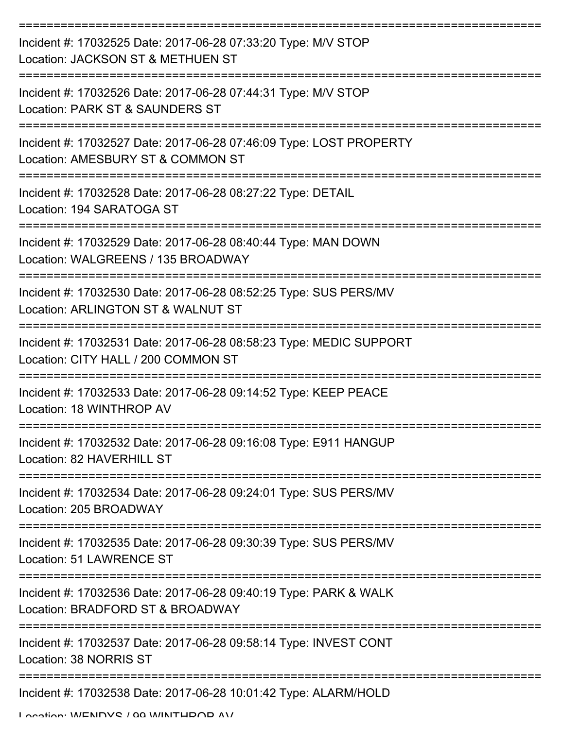===========================================================================

Incident #: 17032525 Date: 2017-06-28 07:33:20 Type: M/V STOP
Location: JACKSON ST & METHUEN ST

===========================================================================

Incident #: 17032526 Date: 2017-06-28 07:44:31 Type: M/V STOP
Location: PARK ST & SAUNDERS ST

===========================================================================

Incident #: 17032527 Date: 2017-06-28 07:46:09 Type: LOST PROPERTY
Location: AMESBURY ST & COMMON ST

===========================================================================

Incident #: 17032528 Date: 2017-06-28 08:27:22 Type: DETAIL
Location: 194 SARATOGA ST

===========================================================================

Incident #: 17032529 Date: 2017-06-28 08:40:44 Type: MAN DOWN
Location: WALGREENS / 135 BROADWAY

===========================================================================

Incident #: 17032530 Date: 2017-06-28 08:52:25 Type: SUS PERS/MV
Location: ARLINGTON ST & WALNUT ST

===========================================================================

Incident #: 17032531 Date: 2017-06-28 08:58:23 Type: MEDIC SUPPORT
Location: CITY HALL / 200 COMMON ST

===========================================================================

Incident #: 17032533 Date: 2017-06-28 09:14:52 Type: KEEP PEACE
Location: 18 WINTHROP AV

===========================================================================

Incident #: 17032532 Date: 2017-06-28 09:16:08 Type: E911 HANGUP
Location: 82 HAVERHILL ST

===========================================================================

Incident #: 17032534 Date: 2017-06-28 09:24:01 Type: SUS PERS/MV
Location: 205 BROADWAY

===========================================================================

Incident #: 17032535 Date: 2017-06-28 09:30:39 Type: SUS PERS/MV
Location: 51 LAWRENCE ST

===========================================================================

Incident #: 17032536 Date: 2017-06-28 09:40:19 Type: PARK & WALK
Location: BRADFORD ST & BROADWAY

===========================================================================

Incident #: 17032537 Date: 2017-06-28 09:58:14 Type: INVEST CONT
Location: 38 NORRIS ST

===========================================================================

Incident #: 17032538 Date: 2017-06-28 10:01:42 Type: ALARM/HOLD
Location: WENDYS / 99 WINTHROP AV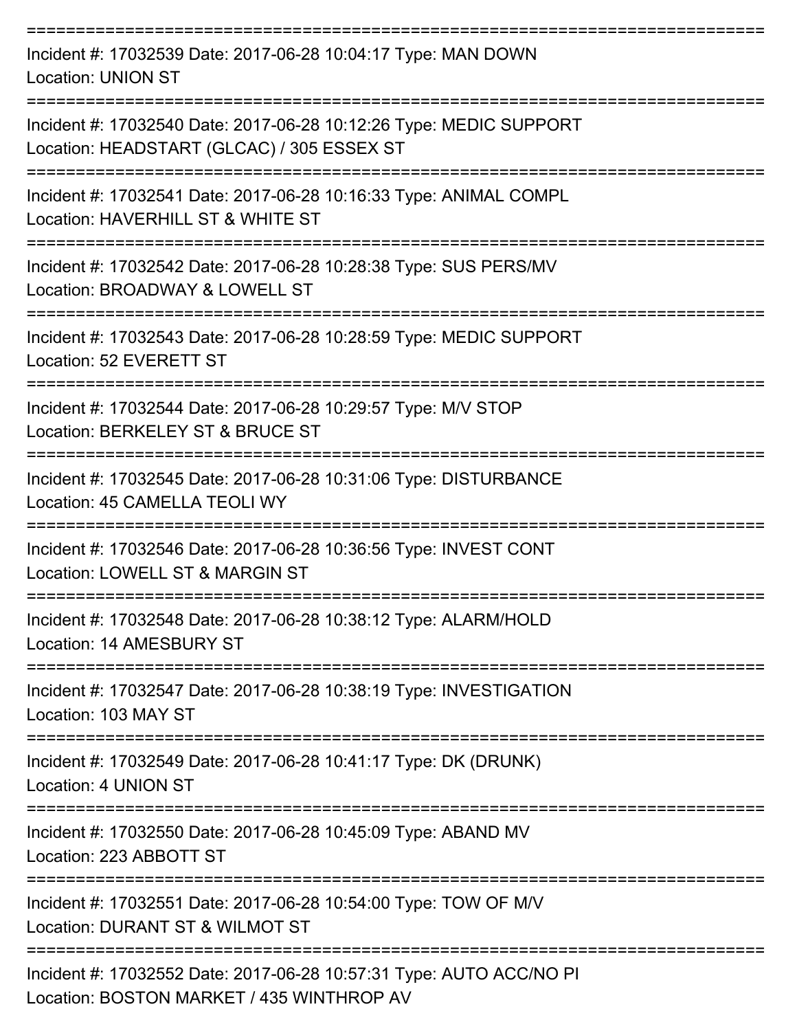===========================================================================

Incident #: 17032539 Date: 2017-06-28 10:04:17 Type: MAN DOWN
Location: UNION ST

===========================================================================

Incident #: 17032540 Date: 2017-06-28 10:12:26 Type: MEDIC SUPPORT
Location: HEADSTART (GLCAC) / 305 ESSEX ST

===========================================================================

Incident #: 17032541 Date: 2017-06-28 10:16:33 Type: ANIMAL COMPL
Location: HAVERHILL ST & WHITE ST

===========================================================================

Incident #: 17032542 Date: 2017-06-28 10:28:38 Type: SUS PERS/MV
Location: BROADWAY & LOWELL ST

===========================================================================

Incident #: 17032543 Date: 2017-06-28 10:28:59 Type: MEDIC SUPPORT
Location: 52 EVERETT ST

===========================================================================

Incident #: 17032544 Date: 2017-06-28 10:29:57 Type: M/V STOP
Location: BERKELEY ST & BRUCE ST

===========================================================================

Incident #: 17032545 Date: 2017-06-28 10:31:06 Type: DISTURBANCE
Location: 45 CAMELLA TEOLI WY

===========================================================================

Incident #: 17032546 Date: 2017-06-28 10:36:56 Type: INVEST CONT
Location: LOWELL ST & MARGIN ST

===========================================================================

Incident #: 17032548 Date: 2017-06-28 10:38:12 Type: ALARM/HOLD
Location: 14 AMESBURY ST

===========================================================================

Incident #: 17032547 Date: 2017-06-28 10:38:19 Type: INVESTIGATION
Location: 103 MAY ST

===========================================================================

Incident #: 17032549 Date: 2017-06-28 10:41:17 Type: DK (DRUNK)
Location: 4 UNION ST

===========================================================================

Incident #: 17032550 Date: 2017-06-28 10:45:09 Type: ABAND MV
Location: 223 ABBOTT ST

===========================================================================

Incident #: 17032551 Date: 2017-06-28 10:54:00 Type: TOW OF M/V
Location: DURANT ST & WILMOT ST

===========================================================================

Incident #: 17032552 Date: 2017-06-28 10:57:31 Type: AUTO ACC/NO PI
Location: BOSTON MARKET / 435 WINTHROP AV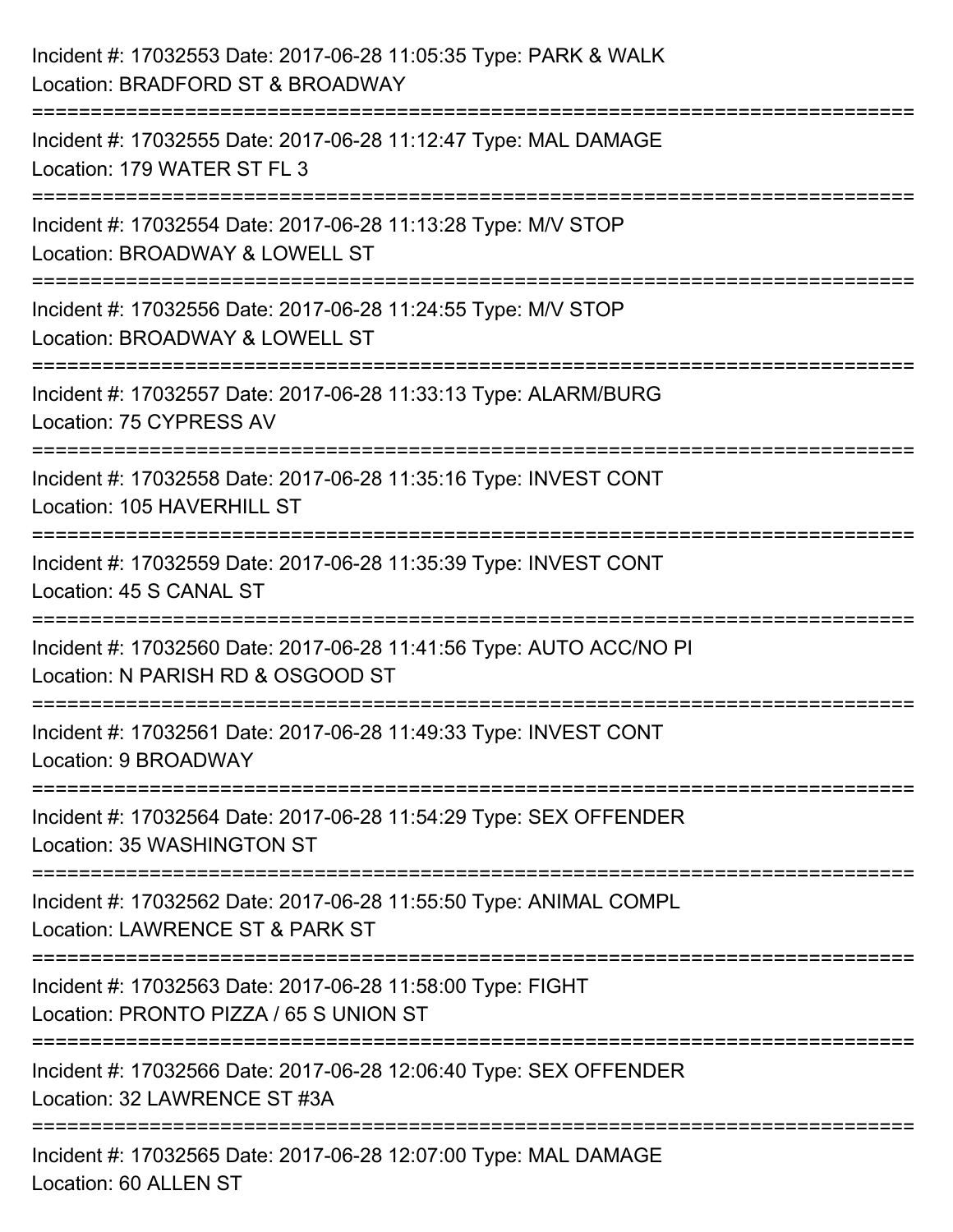Incident #: 17032553 Date: 2017-06-28 11:05:35 Type: PARK & WALK
Location: BRADFORD ST & BROADWAY

===========================================================================

Incident #: 17032555 Date: 2017-06-28 11:12:47 Type: MAL DAMAGE
Location: 179 WATER ST FL 3

===========================================================================

Incident #: 17032554 Date: 2017-06-28 11:13:28 Type: M/V STOP
Location: BROADWAY & LOWELL ST

===========================================================================

Incident #: 17032556 Date: 2017-06-28 11:24:55 Type: M/V STOP
Location: BROADWAY & LOWELL ST

===========================================================================

Incident #: 17032557 Date: 2017-06-28 11:33:13 Type: ALARM/BURG
Location: 75 CYPRESS AV

===========================================================================

Incident #: 17032558 Date: 2017-06-28 11:35:16 Type: INVEST CONT
Location: 105 HAVERHILL ST

===========================================================================

Incident #: 17032559 Date: 2017-06-28 11:35:39 Type: INVEST CONT
Location: 45 S CANAL ST

===========================================================================

Incident #: 17032560 Date: 2017-06-28 11:41:56 Type: AUTO ACC/NO PI
Location: N PARISH RD & OSGOOD ST

===========================================================================

Incident #: 17032561 Date: 2017-06-28 11:49:33 Type: INVEST CONT
Location: 9 BROADWAY

===========================================================================

Incident #: 17032564 Date: 2017-06-28 11:54:29 Type: SEX OFFENDER
Location: 35 WASHINGTON ST

===========================================================================

Incident #: 17032562 Date: 2017-06-28 11:55:50 Type: ANIMAL COMPL
Location: LAWRENCE ST & PARK ST

===========================================================================

Incident #: 17032563 Date: 2017-06-28 11:58:00 Type: FIGHT
Location: PRONTO PIZZA / 65 S UNION ST

===========================================================================

Incident #: 17032566 Date: 2017-06-28 12:06:40 Type: SEX OFFENDER
Location: 32 LAWRENCE ST #3A

===========================================================================

Incident #: 17032565 Date: 2017-06-28 12:07:00 Type: MAL DAMAGE
Location: 60 ALLEN ST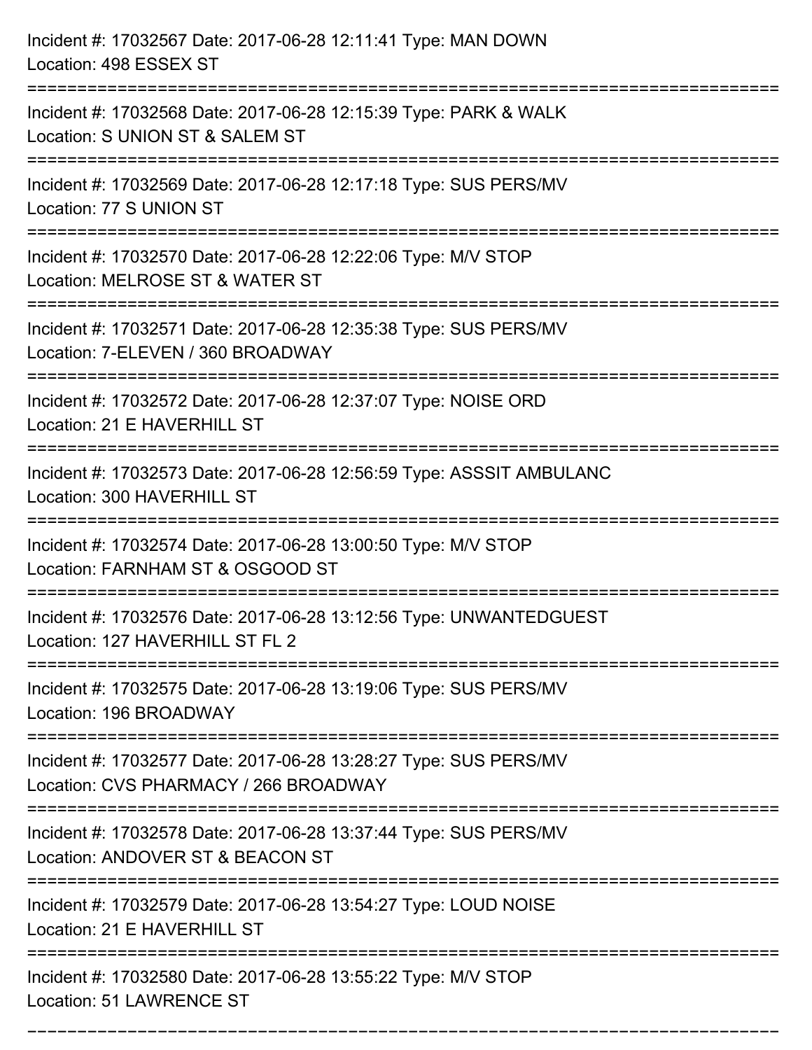Incident #: 17032567 Date: 2017-06-28 12:11:41 Type: MAN DOWN
Location: 498 ESSEX ST

===========================================================================

Incident #: 17032568 Date: 2017-06-28 12:15:39 Type: PARK & WALK
Location: S UNION ST & SALEM ST

===========================================================================

Incident #: 17032569 Date: 2017-06-28 12:17:18 Type: SUS PERS/MV
Location: 77 S UNION ST

===========================================================================

Incident #: 17032570 Date: 2017-06-28 12:22:06 Type: M/V STOP
Location: MELROSE ST & WATER ST

===========================================================================

Incident #: 17032571 Date: 2017-06-28 12:35:38 Type: SUS PERS/MV
Location: 7-ELEVEN / 360 BROADWAY

===========================================================================

Incident #: 17032572 Date: 2017-06-28 12:37:07 Type: NOISE ORD
Location: 21 E HAVERHILL ST

===========================================================================

Incident #: 17032573 Date: 2017-06-28 12:56:59 Type: ASSSIT AMBULANC
Location: 300 HAVERHILL ST

===========================================================================

Incident #: 17032574 Date: 2017-06-28 13:00:50 Type: M/V STOP
Location: FARNHAM ST & OSGOOD ST

===========================================================================

Incident #: 17032576 Date: 2017-06-28 13:12:56 Type: UNWANTEDGUEST
Location: 127 HAVERHILL ST FL 2

===========================================================================

Incident #: 17032575 Date: 2017-06-28 13:19:06 Type: SUS PERS/MV
Location: 196 BROADWAY

===========================================================================

Incident #: 17032577 Date: 2017-06-28 13:28:27 Type: SUS PERS/MV
Location: CVS PHARMACY / 266 BROADWAY

===========================================================================

Incident #: 17032578 Date: 2017-06-28 13:37:44 Type: SUS PERS/MV
Location: ANDOVER ST & BEACON ST

===========================================================================

Incident #: 17032579 Date: 2017-06-28 13:54:27 Type: LOUD NOISE
Location: 21 E HAVERHILL ST

===========================================================================

Incident #: 17032580 Date: 2017-06-28 13:55:22 Type: M/V STOP
Location: 51 LAWRENCE ST

===========================================================================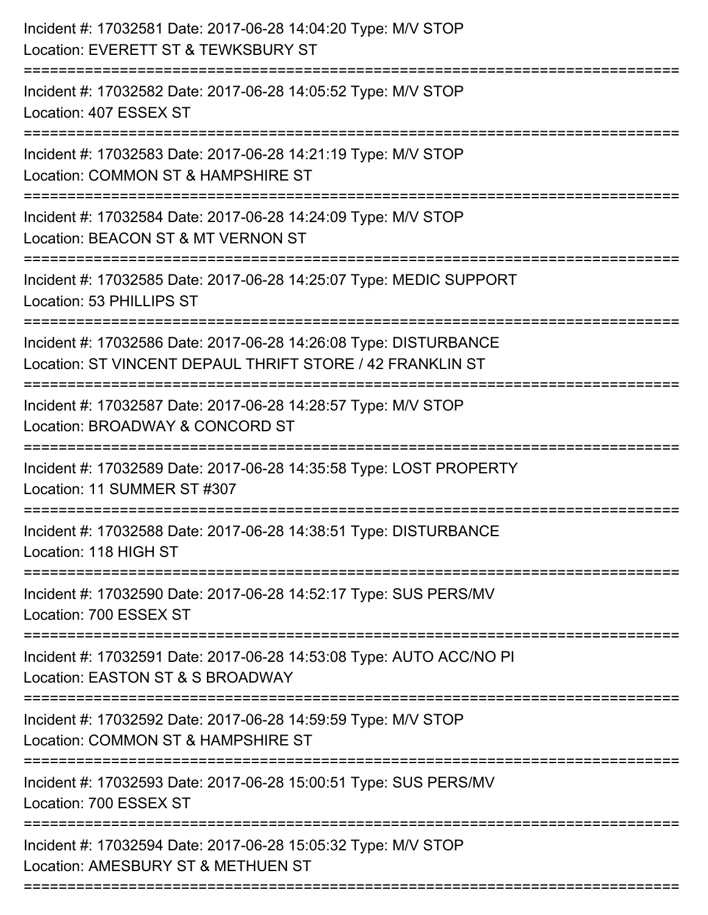Incident #: 17032581 Date: 2017-06-28 14:04:20 Type: M/V STOP
Location: EVERETT ST & TEWKSBURY ST

===========================================================================

Incident #: 17032582 Date: 2017-06-28 14:05:52 Type: M/V STOP
Location: 407 ESSEX ST

===========================================================================

Incident #: 17032583 Date: 2017-06-28 14:21:19 Type: M/V STOP
Location: COMMON ST & HAMPSHIRE ST

===========================================================================

Incident #: 17032584 Date: 2017-06-28 14:24:09 Type: M/V STOP
Location: BEACON ST & MT VERNON ST

===========================================================================

Incident #: 17032585 Date: 2017-06-28 14:25:07 Type: MEDIC SUPPORT
Location: 53 PHILLIPS ST

===========================================================================

Incident #: 17032586 Date: 2017-06-28 14:26:08 Type: DISTURBANCE
Location: ST VINCENT DEPAUL THRIFT STORE / 42 FRANKLIN ST

===========================================================================

Incident #: 17032587 Date: 2017-06-28 14:28:57 Type: M/V STOP
Location: BROADWAY & CONCORD ST

===========================================================================

Incident #: 17032589 Date: 2017-06-28 14:35:58 Type: LOST PROPERTY
Location: 11 SUMMER ST #307

===========================================================================

Incident #: 17032588 Date: 2017-06-28 14:38:51 Type: DISTURBANCE
Location: 118 HIGH ST

===========================================================================

Incident #: 17032590 Date: 2017-06-28 14:52:17 Type: SUS PERS/MV
Location: 700 ESSEX ST

===========================================================================

Incident #: 17032591 Date: 2017-06-28 14:53:08 Type: AUTO ACC/NO PI
Location: EASTON ST & S BROADWAY

===========================================================================

Incident #: 17032592 Date: 2017-06-28 14:59:59 Type: M/V STOP
Location: COMMON ST & HAMPSHIRE ST

===========================================================================

Incident #: 17032593 Date: 2017-06-28 15:00:51 Type: SUS PERS/MV
Location: 700 ESSEX ST

===========================================================================

Incident #: 17032594 Date: 2017-06-28 15:05:32 Type: M/V STOP
Location: AMESBURY ST & METHUEN ST

===========================================================================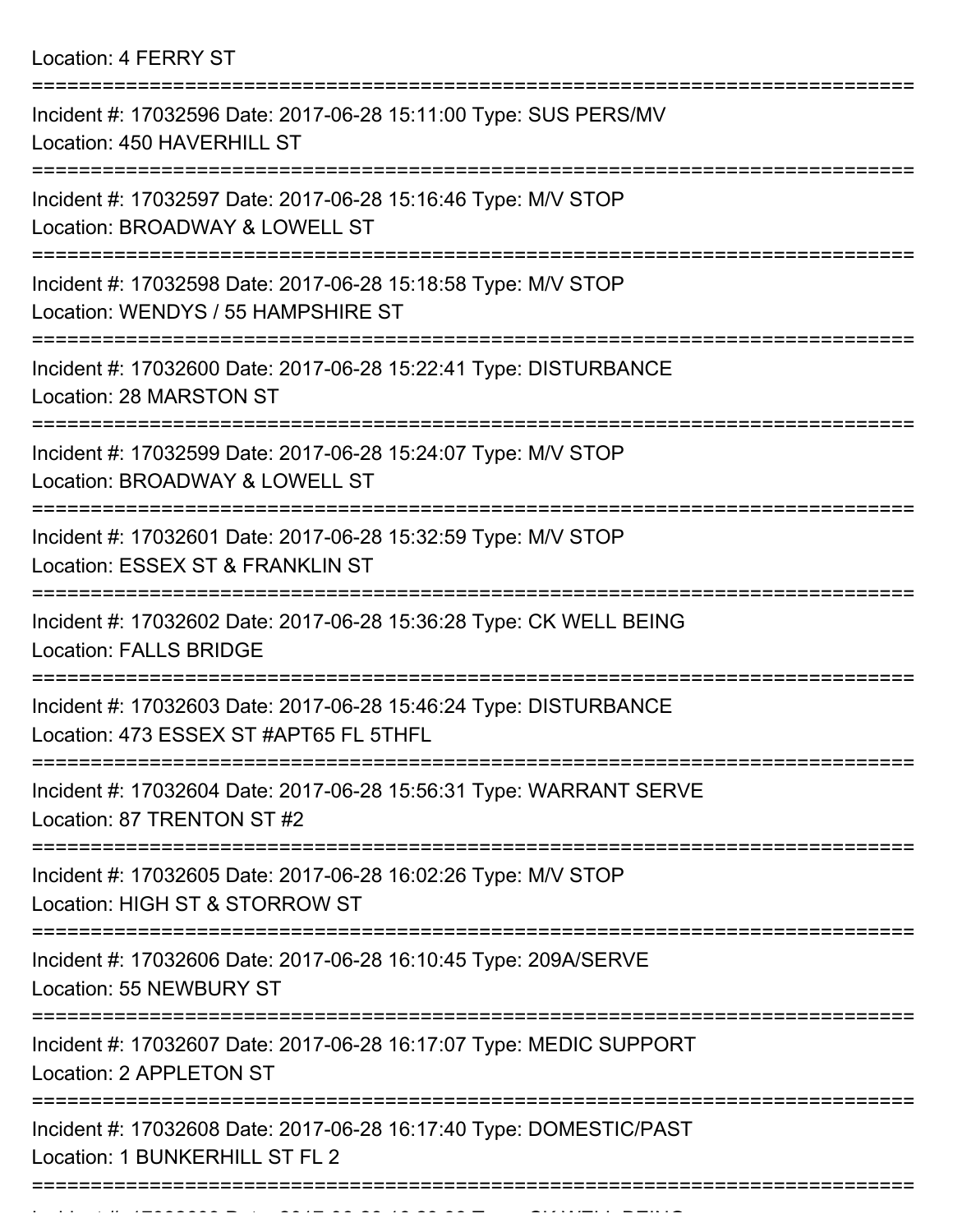Location: 4 FERRY ST

===========================================================================

Incident #: 17032596 Date: 2017-06-28 15:11:00 Type: SUS PERS/MV
Location: 450 HAVERHILL ST

===========================================================================

Incident #: 17032597 Date: 2017-06-28 15:16:46 Type: M/V STOP
Location: BROADWAY & LOWELL ST

===========================================================================

Incident #: 17032598 Date: 2017-06-28 15:18:58 Type: M/V STOP
Location: WENDYS / 55 HAMPSHIRE ST

===========================================================================

Incident #: 17032600 Date: 2017-06-28 15:22:41 Type: DISTURBANCE
Location: 28 MARSTON ST

===========================================================================

Incident #: 17032599 Date: 2017-06-28 15:24:07 Type: M/V STOP
Location: BROADWAY & LOWELL ST

===========================================================================

Incident #: 17032601 Date: 2017-06-28 15:32:59 Type: M/V STOP
Location: ESSEX ST & FRANKLIN ST

===========================================================================

Incident #: 17032602 Date: 2017-06-28 15:36:28 Type: CK WELL BEING
Location: FALLS BRIDGE

===========================================================================

Incident #: 17032603 Date: 2017-06-28 15:46:24 Type: DISTURBANCE
Location: 473 ESSEX ST #APT65 FL 5THFL

===========================================================================

Incident #: 17032604 Date: 2017-06-28 15:56:31 Type: WARRANT SERVE
Location: 87 TRENTON ST #2

===========================================================================

Incident #: 17032605 Date: 2017-06-28 16:02:26 Type: M/V STOP
Location: HIGH ST & STORROW ST

===========================================================================

Incident #: 17032606 Date: 2017-06-28 16:10:45 Type: 209A/SERVE
Location: 55 NEWBURY ST

===========================================================================

Incident #: 17032607 Date: 2017-06-28 16:17:07 Type: MEDIC SUPPORT
Location: 2 APPLETON ST

===========================================================================

Incident #: 17032608 Date: 2017-06-28 16:17:40 Type: DOMESTIC/PAST
Location: 1 BUNKERHILL ST FL 2

===========================================================================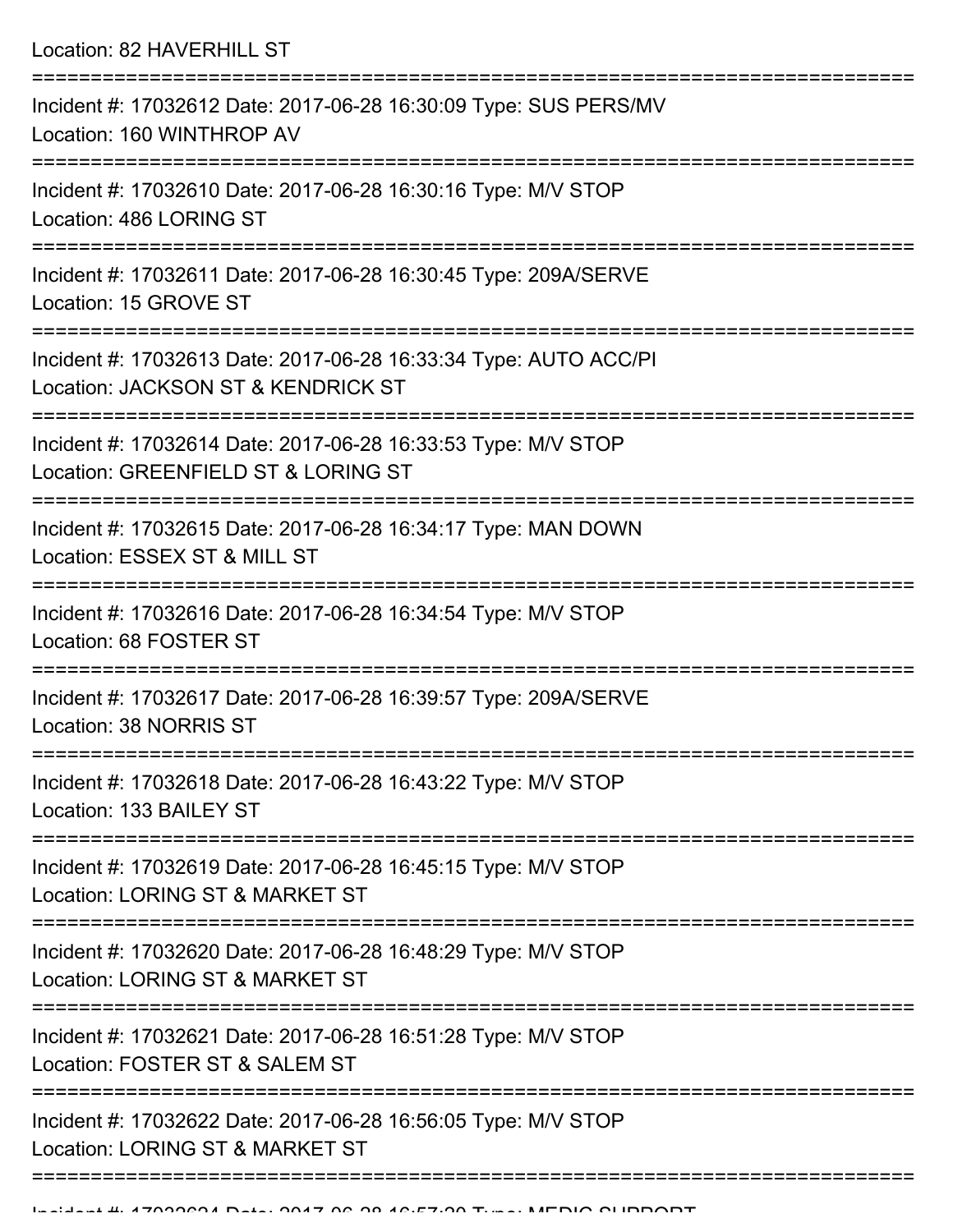Location: 82 HAVERHILL ST

===========================================================================

Incident #: 17032612 Date: 2017-06-28 16:30:09 Type: SUS PERS/MV
Location: 160 WINTHROP AV

===========================================================================

Incident #: 17032610 Date: 2017-06-28 16:30:16 Type: M/V STOP
Location: 486 LORING ST

===========================================================================

Incident #: 17032611 Date: 2017-06-28 16:30:45 Type: 209A/SERVE
Location: 15 GROVE ST

===========================================================================

Incident #: 17032613 Date: 2017-06-28 16:33:34 Type: AUTO ACC/PI
Location: JACKSON ST & KENDRICK ST

===========================================================================

Incident #: 17032614 Date: 2017-06-28 16:33:53 Type: M/V STOP
Location: GREENFIELD ST & LORING ST

===========================================================================

Incident #: 17032615 Date: 2017-06-28 16:34:17 Type: MAN DOWN
Location: ESSEX ST & MILL ST

===========================================================================

Incident #: 17032616 Date: 2017-06-28 16:34:54 Type: M/V STOP
Location: 68 FOSTER ST

===========================================================================

Incident #: 17032617 Date: 2017-06-28 16:39:57 Type: 209A/SERVE
Location: 38 NORRIS ST

===========================================================================

Incident #: 17032618 Date: 2017-06-28 16:43:22 Type: M/V STOP
Location: 133 BAILEY ST

===========================================================================

Incident #: 17032619 Date: 2017-06-28 16:45:15 Type: M/V STOP
Location: LORING ST & MARKET ST

===========================================================================

Incident #: 17032620 Date: 2017-06-28 16:48:29 Type: M/V STOP
Location: LORING ST & MARKET ST

===========================================================================

Incident #: 17032621 Date: 2017-06-28 16:51:28 Type: M/V STOP
Location: FOSTER ST & SALEM ST

===========================================================================

Incident #: 17032622 Date: 2017-06-28 16:56:05 Type: M/V STOP
Location: LORING ST & MARKET ST

===========================================================================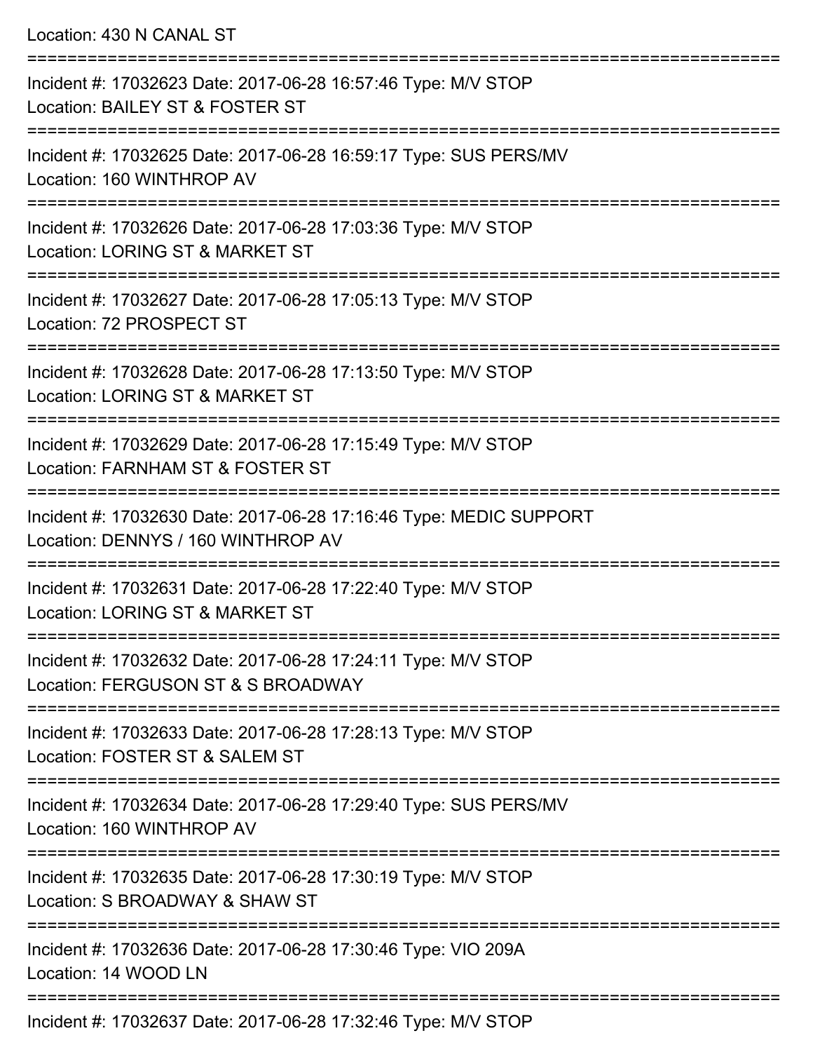Location: 430 N CANAL ST

===========================================================================

Incident #: 17032623 Date: 2017-06-28 16:57:46 Type: M/V STOP
Location: BAILEY ST & FOSTER ST

===========================================================================

Incident #: 17032625 Date: 2017-06-28 16:59:17 Type: SUS PERS/MV
Location: 160 WINTHROP AV

===========================================================================

Incident #: 17032626 Date: 2017-06-28 17:03:36 Type: M/V STOP
Location: LORING ST & MARKET ST

===========================================================================

Incident #: 17032627 Date: 2017-06-28 17:05:13 Type: M/V STOP
Location: 72 PROSPECT ST

===========================================================================

Incident #: 17032628 Date: 2017-06-28 17:13:50 Type: M/V STOP
Location: LORING ST & MARKET ST

===========================================================================

Incident #: 17032629 Date: 2017-06-28 17:15:49 Type: M/V STOP
Location: FARNHAM ST & FOSTER ST

===========================================================================

Incident #: 17032630 Date: 2017-06-28 17:16:46 Type: MEDIC SUPPORT
Location: DENNYS / 160 WINTHROP AV

===========================================================================

Incident #: 17032631 Date: 2017-06-28 17:22:40 Type: M/V STOP
Location: LORING ST & MARKET ST

===========================================================================

Incident #: 17032632 Date: 2017-06-28 17:24:11 Type: M/V STOP
Location: FERGUSON ST & S BROADWAY

===========================================================================

Incident #: 17032633 Date: 2017-06-28 17:28:13 Type: M/V STOP
Location: FOSTER ST & SALEM ST

===========================================================================

Incident #: 17032634 Date: 2017-06-28 17:29:40 Type: SUS PERS/MV
Location: 160 WINTHROP AV

===========================================================================

Incident #: 17032635 Date: 2017-06-28 17:30:19 Type: M/V STOP
Location: S BROADWAY & SHAW ST

===========================================================================

Incident #: 17032636 Date: 2017-06-28 17:30:46 Type: VIO 209A
Location: 14 WOOD LN

===========================================================================

Incident #: 17032637 Date: 2017-06-28 17:32:46 Type: M/V STOP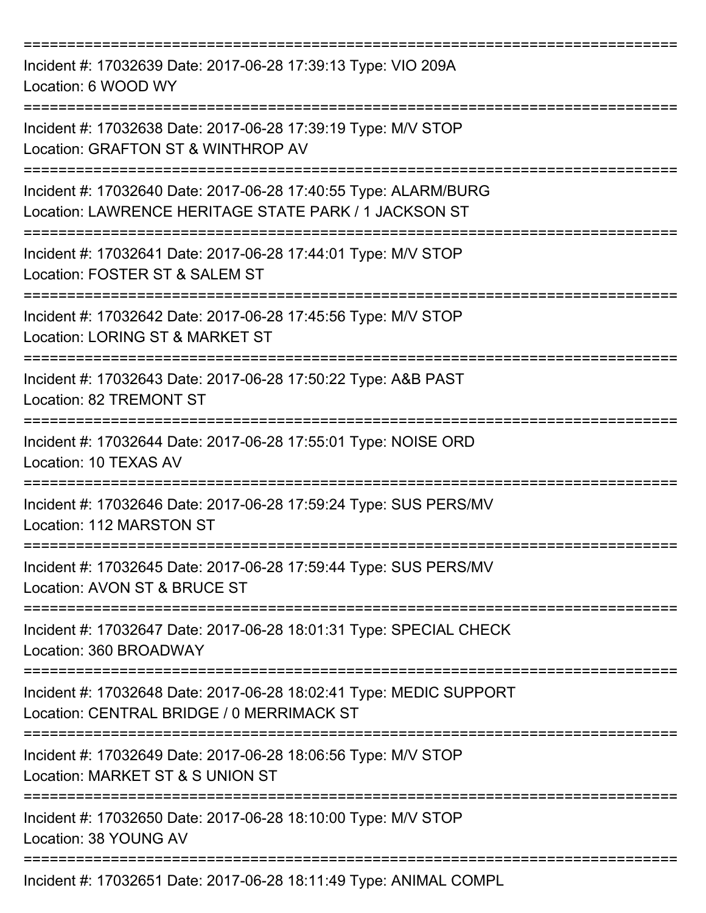===========================================================================
Incident #: 17032639 Date: 2017-06-28 17:39:13 Type: VIO 209A
Location: 6 WOOD WY
===========================================================================
Incident #: 17032638 Date: 2017-06-28 17:39:19 Type: M/V STOP
Location: GRAFTON ST & WINTHROP AV
===========================================================================
Incident #: 17032640 Date: 2017-06-28 17:40:55 Type: ALARM/BURG
Location: LAWRENCE HERITAGE STATE PARK / 1 JACKSON ST
===========================================================================
Incident #: 17032641 Date: 2017-06-28 17:44:01 Type: M/V STOP
Location: FOSTER ST & SALEM ST
===========================================================================
Incident #: 17032642 Date: 2017-06-28 17:45:56 Type: M/V STOP
Location: LORING ST & MARKET ST
===========================================================================
Incident #: 17032643 Date: 2017-06-28 17:50:22 Type: A&B PAST
Location: 82 TREMONT ST
===========================================================================
Incident #: 17032644 Date: 2017-06-28 17:55:01 Type: NOISE ORD
Location: 10 TEXAS AV
===========================================================================
Incident #: 17032646 Date: 2017-06-28 17:59:24 Type: SUS PERS/MV
Location: 112 MARSTON ST
===========================================================================
Incident #: 17032645 Date: 2017-06-28 17:59:44 Type: SUS PERS/MV
Location: AVON ST & BRUCE ST
===========================================================================
Incident #: 17032647 Date: 2017-06-28 18:01:31 Type: SPECIAL CHECK
Location: 360 BROADWAY
===========================================================================
Incident #: 17032648 Date: 2017-06-28 18:02:41 Type: MEDIC SUPPORT
Location: CENTRAL BRIDGE / 0 MERRIMACK ST
===========================================================================
Incident #: 17032649 Date: 2017-06-28 18:06:56 Type: M/V STOP
Location: MARKET ST & S UNION ST
===========================================================================
Incident #: 17032650 Date: 2017-06-28 18:10:00 Type: M/V STOP
Location: 38 YOUNG AV
===========================================================================
Incident #: 17032651 Date: 2017-06-28 18:11:49 Type: ANIMAL COMPL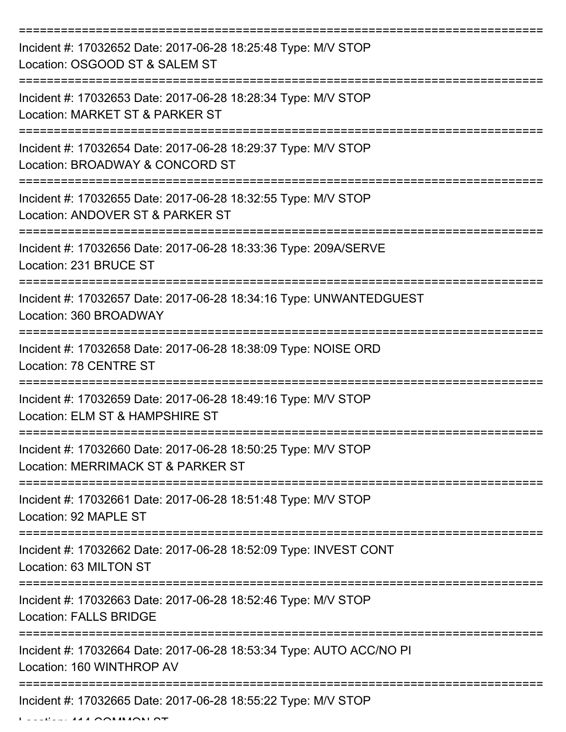===========================================================================

Incident #: 17032652 Date: 2017-06-28 18:25:48 Type: M/V STOP

Location: OSGOOD ST & SALEM ST

===========================================================================

Incident #: 17032653 Date: 2017-06-28 18:28:34 Type: M/V STOP

Location: MARKET ST & PARKER ST

===========================================================================

Incident #: 17032654 Date: 2017-06-28 18:29:37 Type: M/V STOP

Location: BROADWAY & CONCORD ST

===========================================================================

Incident #: 17032655 Date: 2017-06-28 18:32:55 Type: M/V STOP

Location: ANDOVER ST & PARKER ST

===========================================================================

Incident #: 17032656 Date: 2017-06-28 18:33:36 Type: 209A/SERVE

Location: 231 BRUCE ST

===========================================================================

Incident #: 17032657 Date: 2017-06-28 18:34:16 Type: UNWANTEDGUEST

Location: 360 BROADWAY

===========================================================================

Incident #: 17032658 Date: 2017-06-28 18:38:09 Type: NOISE ORD

Location: 78 CENTRE ST

===========================================================================

Incident #: 17032659 Date: 2017-06-28 18:49:16 Type: M/V STOP

Location: ELM ST & HAMPSHIRE ST

===========================================================================

Incident #: 17032660 Date: 2017-06-28 18:50:25 Type: M/V STOP

Location: MERRIMACK ST & PARKER ST

===========================================================================

Incident #: 17032661 Date: 2017-06-28 18:51:48 Type: M/V STOP

Location: 92 MAPLE ST

===========================================================================

Incident #: 17032662 Date: 2017-06-28 18:52:09 Type: INVEST CONT

Location: 63 MILTON ST

===========================================================================

Incident #: 17032663 Date: 2017-06-28 18:52:46 Type: M/V STOP

Location: FALLS BRIDGE

===========================================================================

Incident #: 17032664 Date: 2017-06-28 18:53:34 Type: AUTO ACC/NO PI

Location: 160 WINTHROP AV

===========================================================================

Incident #: 17032665 Date: 2017-06-28 18:55:22 Type: M/V STOP

Location: 414 COMMON ST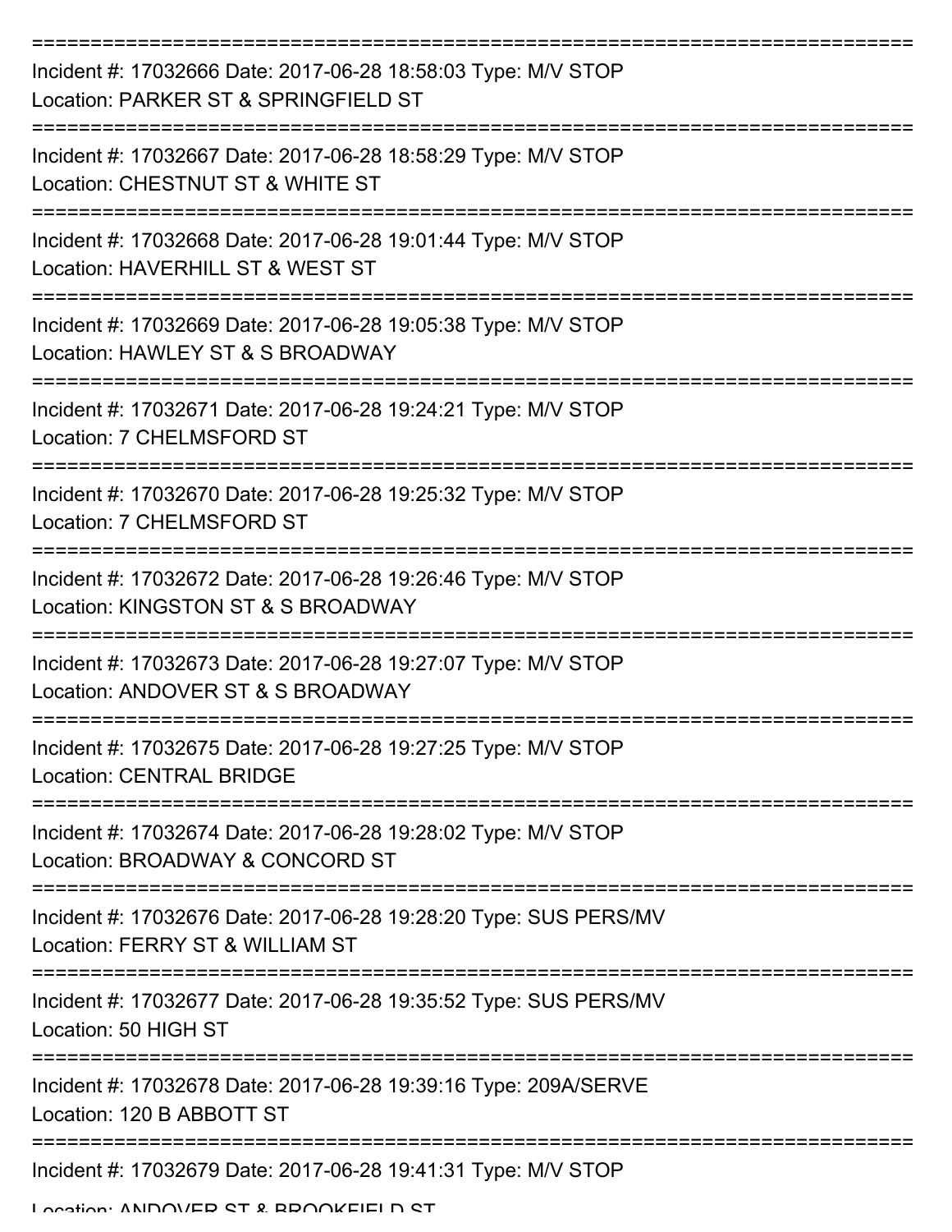===========================================================================

Incident #: 17032666 Date: 2017-06-28 18:58:03 Type: M/V STOP

Location: PARKER ST & SPRINGFIELD ST

===========================================================================

Incident #: 17032667 Date: 2017-06-28 18:58:29 Type: M/V STOP

Location: CHESTNUT ST & WHITE ST

===========================================================================

Incident #: 17032668 Date: 2017-06-28 19:01:44 Type: M/V STOP

Location: HAVERHILL ST & WEST ST

===========================================================================

Incident #: 17032669 Date: 2017-06-28 19:05:38 Type: M/V STOP

Location: HAWLEY ST & S BROADWAY

===========================================================================

Incident #: 17032671 Date: 2017-06-28 19:24:21 Type: M/V STOP

Location: 7 CHELMSFORD ST

===========================================================================

Incident #: 17032670 Date: 2017-06-28 19:25:32 Type: M/V STOP

Location: 7 CHELMSFORD ST

===========================================================================

Incident #: 17032672 Date: 2017-06-28 19:26:46 Type: M/V STOP

Location: KINGSTON ST & S BROADWAY

===========================================================================

Incident #: 17032673 Date: 2017-06-28 19:27:07 Type: M/V STOP

Location: ANDOVER ST & S BROADWAY

===========================================================================

Incident #: 17032675 Date: 2017-06-28 19:27:25 Type: M/V STOP

Location: CENTRAL BRIDGE

===========================================================================

Incident #: 17032674 Date: 2017-06-28 19:28:02 Type: M/V STOP

Location: BROADWAY & CONCORD ST

===========================================================================

Incident #: 17032676 Date: 2017-06-28 19:28:20 Type: SUS PERS/MV

Location: FERRY ST & WILLIAM ST

===========================================================================

Incident #: 17032677 Date: 2017-06-28 19:35:52 Type: SUS PERS/MV

Location: 50 HIGH ST

===========================================================================

Incident #: 17032678 Date: 2017-06-28 19:39:16 Type: 209A/SERVE

Location: 120 B ABBOTT ST

===========================================================================

Incident #: 17032679 Date: 2017-06-28 19:41:31 Type: M/V STOP

Location: ANDOVER ST & BROOKFIELD ST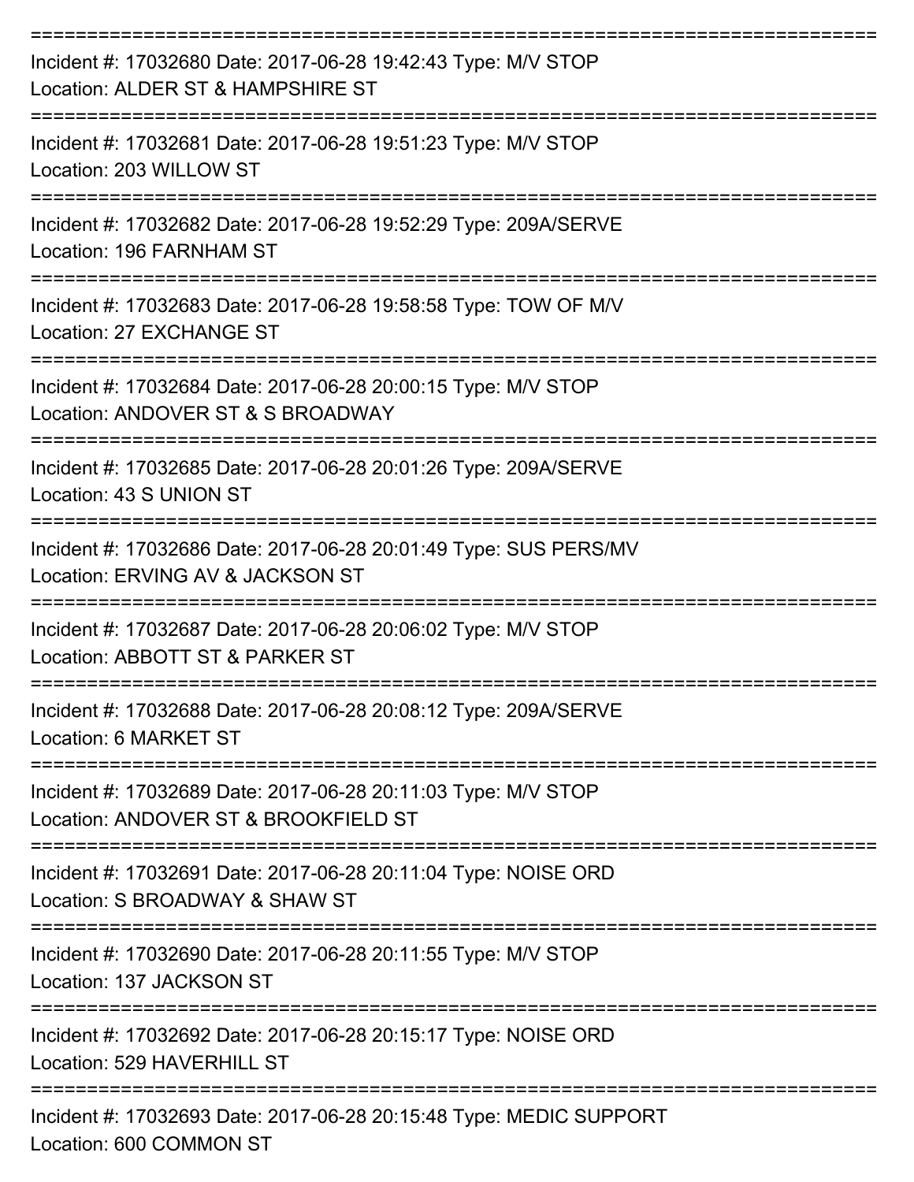===========================================================================

Incident #: 17032680 Date: 2017-06-28 19:42:43 Type: M/V STOP
Location: ALDER ST & HAMPSHIRE ST

===========================================================================

Incident #: 17032681 Date: 2017-06-28 19:51:23 Type: M/V STOP
Location: 203 WILLOW ST

===========================================================================

Incident #: 17032682 Date: 2017-06-28 19:52:29 Type: 209A/SERVE
Location: 196 FARNHAM ST

===========================================================================

Incident #: 17032683 Date: 2017-06-28 19:58:58 Type: TOW OF M/V
Location: 27 EXCHANGE ST

===========================================================================

Incident #: 17032684 Date: 2017-06-28 20:00:15 Type: M/V STOP
Location: ANDOVER ST & S BROADWAY

===========================================================================

Incident #: 17032685 Date: 2017-06-28 20:01:26 Type: 209A/SERVE
Location: 43 S UNION ST

===========================================================================

Incident #: 17032686 Date: 2017-06-28 20:01:49 Type: SUS PERS/MV
Location: ERVING AV & JACKSON ST

===========================================================================

Incident #: 17032687 Date: 2017-06-28 20:06:02 Type: M/V STOP
Location: ABBOTT ST & PARKER ST

===========================================================================

Incident #: 17032688 Date: 2017-06-28 20:08:12 Type: 209A/SERVE
Location: 6 MARKET ST

===========================================================================

Incident #: 17032689 Date: 2017-06-28 20:11:03 Type: M/V STOP
Location: ANDOVER ST & BROOKFIELD ST

===========================================================================

Incident #: 17032691 Date: 2017-06-28 20:11:04 Type: NOISE ORD
Location: S BROADWAY & SHAW ST

===========================================================================

Incident #: 17032690 Date: 2017-06-28 20:11:55 Type: M/V STOP
Location: 137 JACKSON ST

===========================================================================

Incident #: 17032692 Date: 2017-06-28 20:15:17 Type: NOISE ORD
Location: 529 HAVERHILL ST

===========================================================================

Incident #: 17032693 Date: 2017-06-28 20:15:48 Type: MEDIC SUPPORT
Location: 600 COMMON ST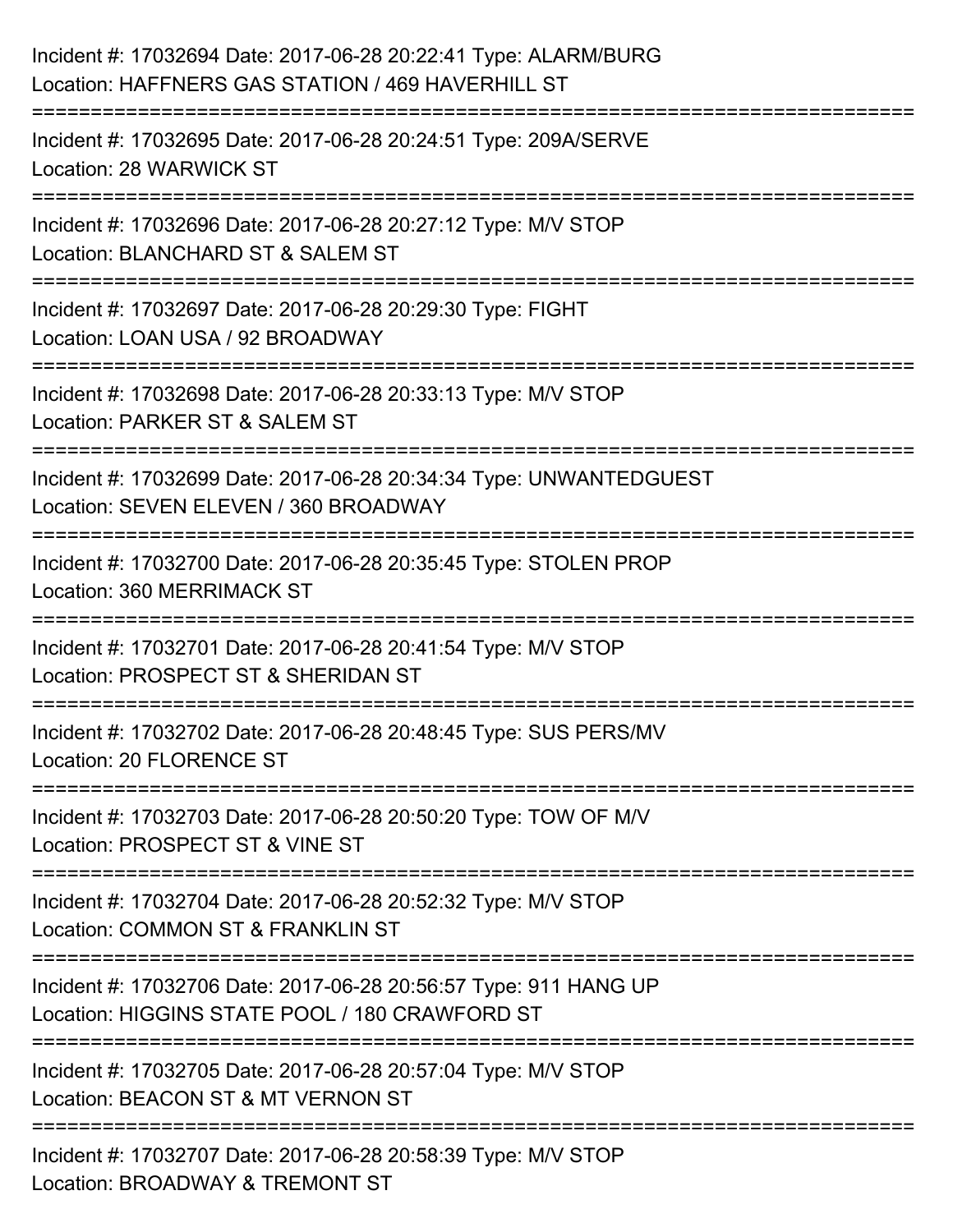Incident #: 17032694 Date: 2017-06-28 20:22:41 Type: ALARM/BURG
Location: HAFFNERS GAS STATION / 469 HAVERHILL ST

===========================================================================

Incident #: 17032695 Date: 2017-06-28 20:24:51 Type: 209A/SERVE
Location: 28 WARWICK ST

===========================================================================

Incident #: 17032696 Date: 2017-06-28 20:27:12 Type: M/V STOP
Location: BLANCHARD ST & SALEM ST

===========================================================================

Incident #: 17032697 Date: 2017-06-28 20:29:30 Type: FIGHT
Location: LOAN USA / 92 BROADWAY

===========================================================================

Incident #: 17032698 Date: 2017-06-28 20:33:13 Type: M/V STOP
Location: PARKER ST & SALEM ST

===========================================================================

Incident #: 17032699 Date: 2017-06-28 20:34:34 Type: UNWANTEDGUEST
Location: SEVEN ELEVEN / 360 BROADWAY

===========================================================================

Incident #: 17032700 Date: 2017-06-28 20:35:45 Type: STOLEN PROP
Location: 360 MERRIMACK ST

===========================================================================

Incident #: 17032701 Date: 2017-06-28 20:41:54 Type: M/V STOP
Location: PROSPECT ST & SHERIDAN ST

===========================================================================

Incident #: 17032702 Date: 2017-06-28 20:48:45 Type: SUS PERS/MV
Location: 20 FLORENCE ST

===========================================================================

Incident #: 17032703 Date: 2017-06-28 20:50:20 Type: TOW OF M/V
Location: PROSPECT ST & VINE ST

===========================================================================

Incident #: 17032704 Date: 2017-06-28 20:52:32 Type: M/V STOP
Location: COMMON ST & FRANKLIN ST

===========================================================================

Incident #: 17032706 Date: 2017-06-28 20:56:57 Type: 911 HANG UP
Location: HIGGINS STATE POOL / 180 CRAWFORD ST

===========================================================================

Incident #: 17032705 Date: 2017-06-28 20:57:04 Type: M/V STOP
Location: BEACON ST & MT VERNON ST

===========================================================================

Incident #: 17032707 Date: 2017-06-28 20:58:39 Type: M/V STOP
Location: BROADWAY & TREMONT ST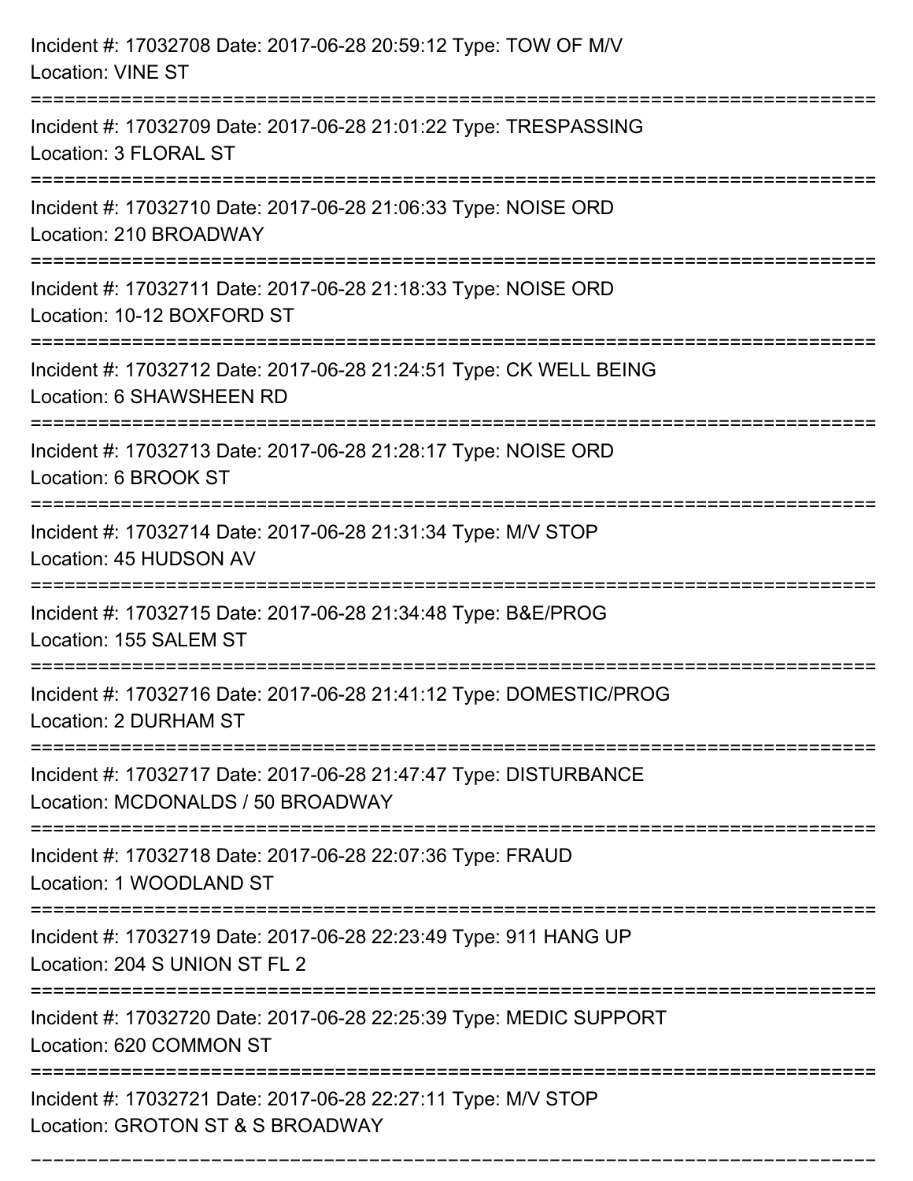Incident #: 17032708 Date: 2017-06-28 20:59:12 Type: TOW OF M/V
Location: VINE ST

===========================================================================

Incident #: 17032709 Date: 2017-06-28 21:01:22 Type: TRESPASSING
Location: 3 FLORAL ST

===========================================================================

Incident #: 17032710 Date: 2017-06-28 21:06:33 Type: NOISE ORD
Location: 210 BROADWAY

===========================================================================

Incident #: 17032711 Date: 2017-06-28 21:18:33 Type: NOISE ORD
Location: 10-12 BOXFORD ST

===========================================================================

Incident #: 17032712 Date: 2017-06-28 21:24:51 Type: CK WELL BEING
Location: 6 SHAWSHEEN RD

===========================================================================

Incident #: 17032713 Date: 2017-06-28 21:28:17 Type: NOISE ORD
Location: 6 BROOK ST

===========================================================================

Incident #: 17032714 Date: 2017-06-28 21:31:34 Type: M/V STOP
Location: 45 HUDSON AV

===========================================================================

Incident #: 17032715 Date: 2017-06-28 21:34:48 Type: B&E/PROG
Location: 155 SALEM ST

===========================================================================

Incident #: 17032716 Date: 2017-06-28 21:41:12 Type: DOMESTIC/PROG
Location: 2 DURHAM ST

===========================================================================

Incident #: 17032717 Date: 2017-06-28 21:47:47 Type: DISTURBANCE
Location: MCDONALDS / 50 BROADWAY

===========================================================================

Incident #: 17032718 Date: 2017-06-28 22:07:36 Type: FRAUD
Location: 1 WOODLAND ST

===========================================================================

Incident #: 17032719 Date: 2017-06-28 22:23:49 Type: 911 HANG UP
Location: 204 S UNION ST FL 2

===========================================================================

Incident #: 17032720 Date: 2017-06-28 22:25:39 Type: MEDIC SUPPORT
Location: 620 COMMON ST

===========================================================================

Incident #: 17032721 Date: 2017-06-28 22:27:11 Type: M/V STOP
Location: GROTON ST & S BROADWAY

===========================================================================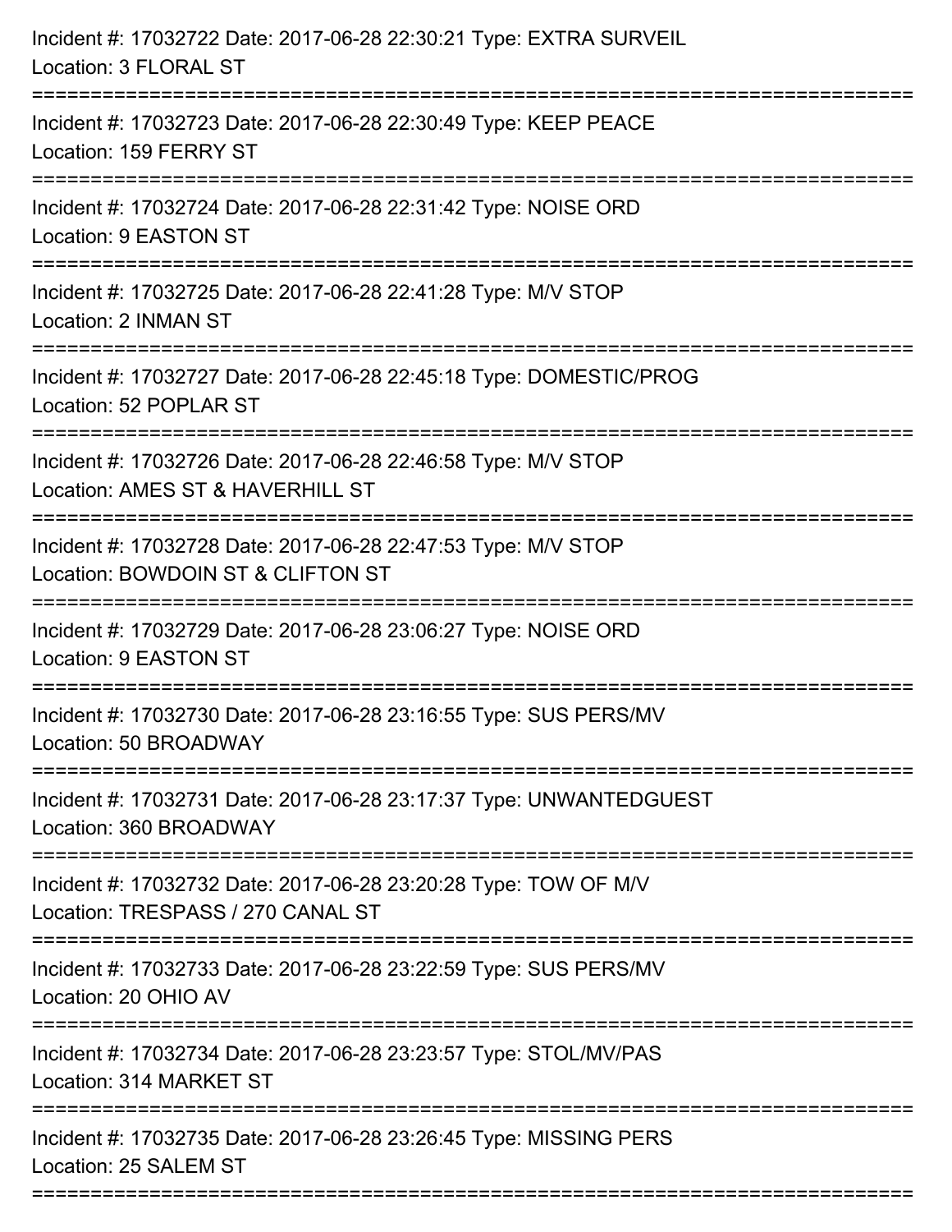Incident #: 17032722 Date: 2017-06-28 22:30:21 Type: EXTRA SURVEIL
Location: 3 FLORAL ST

===========================================================================

Incident #: 17032723 Date: 2017-06-28 22:30:49 Type: KEEP PEACE
Location: 159 FERRY ST

===========================================================================

Incident #: 17032724 Date: 2017-06-28 22:31:42 Type: NOISE ORD
Location: 9 EASTON ST

===========================================================================

Incident #: 17032725 Date: 2017-06-28 22:41:28 Type: M/V STOP
Location: 2 INMAN ST

===========================================================================

Incident #: 17032727 Date: 2017-06-28 22:45:18 Type: DOMESTIC/PROG
Location: 52 POPLAR ST

===========================================================================

Incident #: 17032726 Date: 2017-06-28 22:46:58 Type: M/V STOP
Location: AMES ST & HAVERHILL ST

===========================================================================

Incident #: 17032728 Date: 2017-06-28 22:47:53 Type: M/V STOP
Location: BOWDOIN ST & CLIFTON ST

===========================================================================

Incident #: 17032729 Date: 2017-06-28 23:06:27 Type: NOISE ORD
Location: 9 EASTON ST

===========================================================================

Incident #: 17032730 Date: 2017-06-28 23:16:55 Type: SUS PERS/MV
Location: 50 BROADWAY

===========================================================================

Incident #: 17032731 Date: 2017-06-28 23:17:37 Type: UNWANTEDGUEST
Location: 360 BROADWAY

===========================================================================

Incident #: 17032732 Date: 2017-06-28 23:20:28 Type: TOW OF M/V
Location: TRESPASS / 270 CANAL ST

===========================================================================

Incident #: 17032733 Date: 2017-06-28 23:22:59 Type: SUS PERS/MV
Location: 20 OHIO AV

===========================================================================

Incident #: 17032734 Date: 2017-06-28 23:23:57 Type: STOL/MV/PAS
Location: 314 MARKET ST

===========================================================================

Incident #: 17032735 Date: 2017-06-28 23:26:45 Type: MISSING PERS
Location: 25 SALEM ST

===========================================================================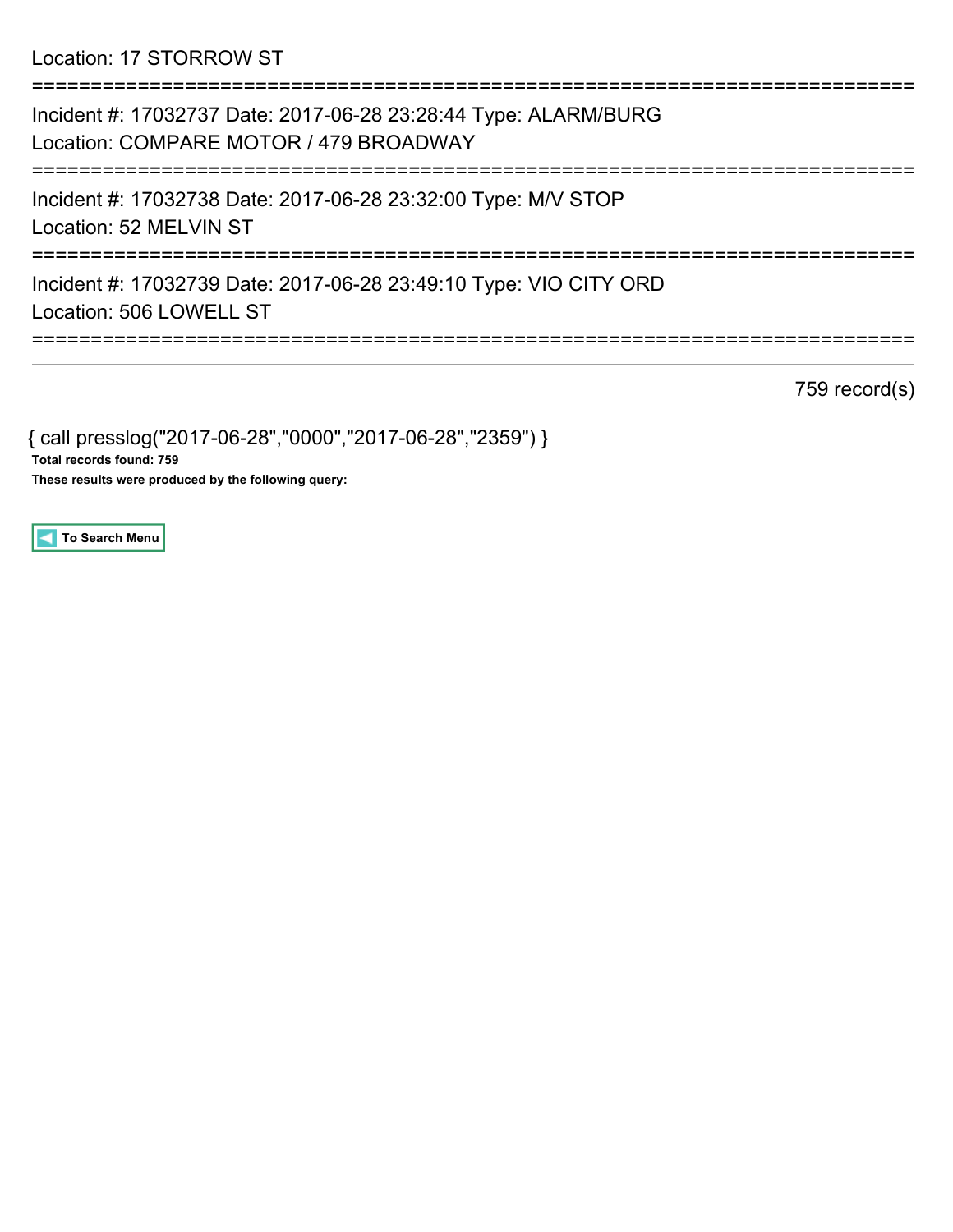Location: 17 STORROW ST

===========================================================================

Incident #: 17032737 Date: 2017-06-28 23:28:44 Type: ALARM/BURG

Location: COMPARE MOTOR / 479 BROADWAY

===========================================================================

Incident #: 17032738 Date: 2017-06-28 23:32:00 Type: M/V STOP

Location: 52 MELVIN ST

===========================================================================

Incident #: 17032739 Date: 2017-06-28 23:49:10 Type: VIO CITY ORD

Location: 506 LOWELL ST

===========================================================================

759 record(s)

{ call presslog("2017-06-28","0000","2017-06-28","2359") }

**Total records found: 759**

**These results were produced by the following query:**

**To Search Menu**